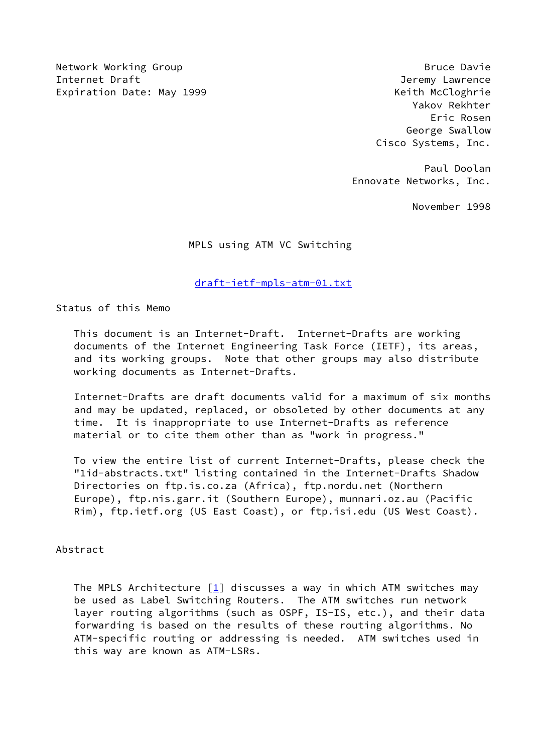Network Working Group
Internet Draft
Expiration Date: May 1999

Bruce Davie
Jeremy Lawrence
Keith McCloghrie
Yakov Rekhter
Eric Rosen
George Swallow
Cisco Systems, Inc.

Paul Doolan
Ennovate Networks, Inc.

November 1998

# MPLS using ATM VC Switching

draft-ietf-mpls-atm-01.txt

## Status of this Memo

This document is an Internet-Draft. Internet-Drafts are working documents of the Internet Engineering Task Force (IETF), its areas, and its working groups. Note that other groups may also distribute working documents as Internet-Drafts.

Internet-Drafts are draft documents valid for a maximum of six months and may be updated, replaced, or obsoleted by other documents at any time. It is inappropriate to use Internet-Drafts as reference material or to cite them other than as "work in progress."

To view the entire list of current Internet-Drafts, please check the "1id-abstracts.txt" listing contained in the Internet-Drafts Shadow Directories on ftp.is.co.za (Africa), ftp.nordu.net (Northern Europe), ftp.nis.garr.it (Southern Europe), munnari.oz.au (Pacific Rim), ftp.ietf.org (US East Coast), or ftp.isi.edu (US West Coast).

## Abstract

The MPLS Architecture [1] discusses a way in which ATM switches may be used as Label Switching Routers. The ATM switches run network layer routing algorithms (such as OSPF, IS-IS, etc.), and their data forwarding is based on the results of these routing algorithms. No ATM-specific routing or addressing is needed. ATM switches used in this way are known as ATM-LSRs.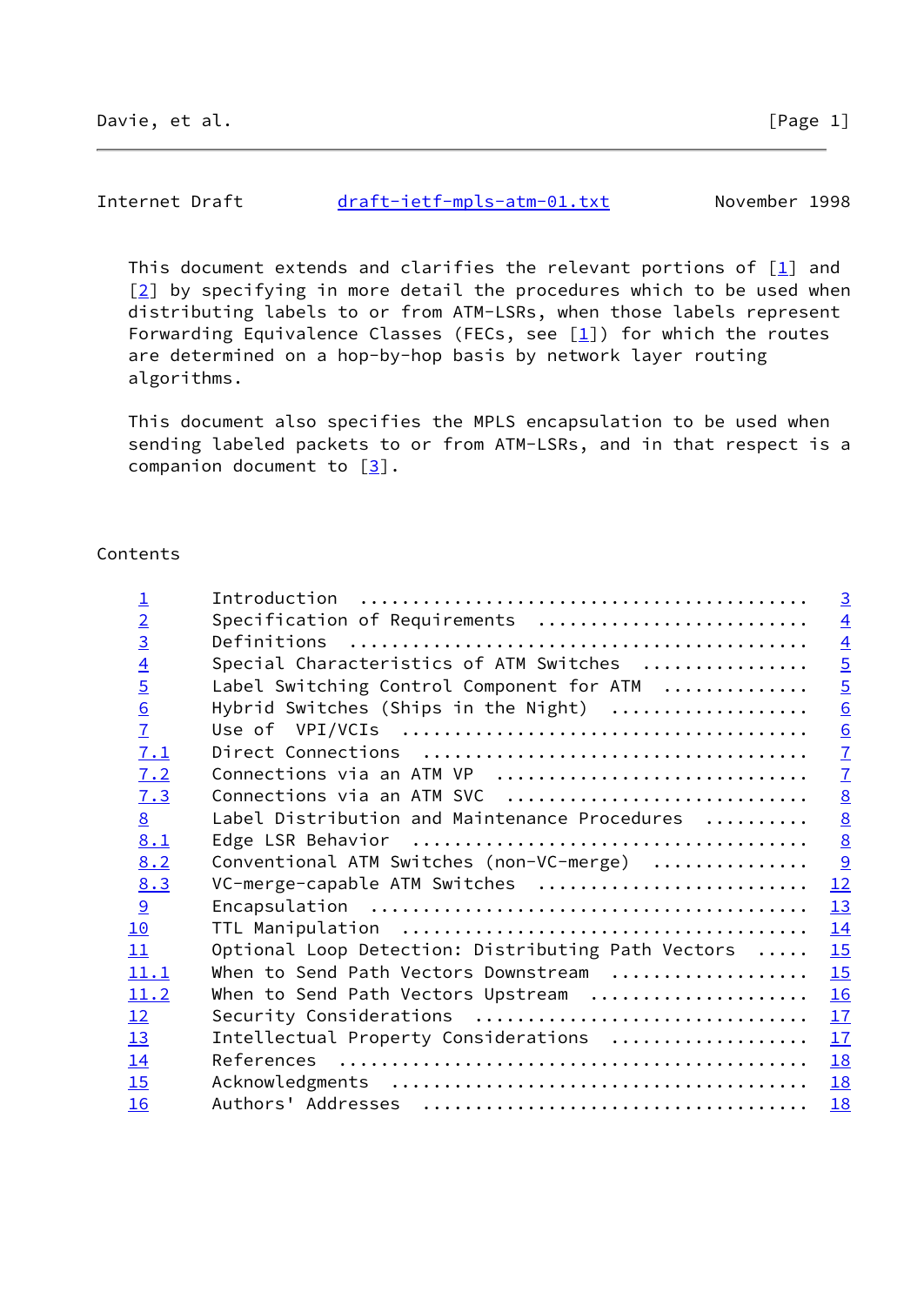This document extends and clarifies the relevant portions of [1] and [2] by specifying in more detail the procedures which to be used when distributing labels to or from ATM-LSRs, when those labels represent Forwarding Equivalence Classes (FECs, see [1]) for which the routes are determined on a hop-by-hop basis by network layer routing algorithms.

This document also specifies the MPLS encapsulation to be used when sending labeled packets to or from ATM-LSRs, and in that respect is a companion document to [3].

## Contents

| | | |
|---|---|---|
| 1 | Introduction | 3 |
| 2 | Specification of Requirements | 4 |
| 3 | Definitions | 4 |
| 4 | Special Characteristics of ATM Switches | 5 |
| 5 | Label Switching Control Component for ATM | 5 |
| 6 | Hybrid Switches (Ships in the Night) | 6 |
| 7 | Use of VPI/VCIs | 6 |
| 7.1 | Direct Connections | 7 |
| 7.2 | Connections via an ATM VP | 7 |
| 7.3 | Connections via an ATM SVC | 8 |
| 8 | Label Distribution and Maintenance Procedures | 8 |
| 8.1 | Edge LSR Behavior | 8 |
| 8.2 | Conventional ATM Switches (non-VC-merge) | 9 |
| 8.3 | VC-merge-capable ATM Switches | 12 |
| 9 | Encapsulation | 13 |
| 10 | TTL Manipulation | 14 |
| 11 | Optional Loop Detection: Distributing Path Vectors | 15 |
| 11.1 | When to Send Path Vectors Downstream | 15 |
| 11.2 | When to Send Path Vectors Upstream | 16 |
| 12 | Security Considerations | 17 |
| 13 | Intellectual Property Considerations | 17 |
| 14 | References | 18 |
| 15 | Acknowledgments | 18 |
| 16 | Authors' Addresses | 18 |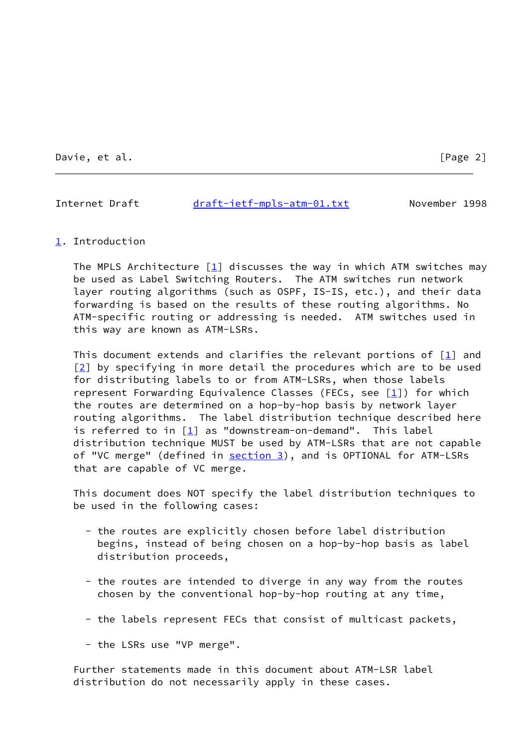## 1. Introduction

The MPLS Architecture [1] discusses the way in which ATM switches may be used as Label Switching Routers. The ATM switches run network layer routing algorithms (such as OSPF, IS-IS, etc.), and their data forwarding is based on the results of these routing algorithms. No ATM-specific routing or addressing is needed. ATM switches used in this way are known as ATM-LSRs.

This document extends and clarifies the relevant portions of [1] and [2] by specifying in more detail the procedures which are to be used for distributing labels to or from ATM-LSRs, when those labels represent Forwarding Equivalence Classes (FECs, see [1]) for which the routes are determined on a hop-by-hop basis by network layer routing algorithms. The label distribution technique described here is referred to in [1] as "downstream-on-demand". This label distribution technique MUST be used by ATM-LSRs that are not capable of "VC merge" (defined in section 3), and is OPTIONAL for ATM-LSRs that are capable of VC merge.

This document does NOT specify the label distribution techniques to be used in the following cases:

- the routes are explicitly chosen before label distribution begins, instead of being chosen on a hop-by-hop basis as label distribution proceeds,
- the routes are intended to diverge in any way from the routes chosen by the conventional hop-by-hop routing at any time,
- the labels represent FECs that consist of multicast packets,
- the LSRs use "VP merge".

Further statements made in this document about ATM-LSR label distribution do not necessarily apply in these cases.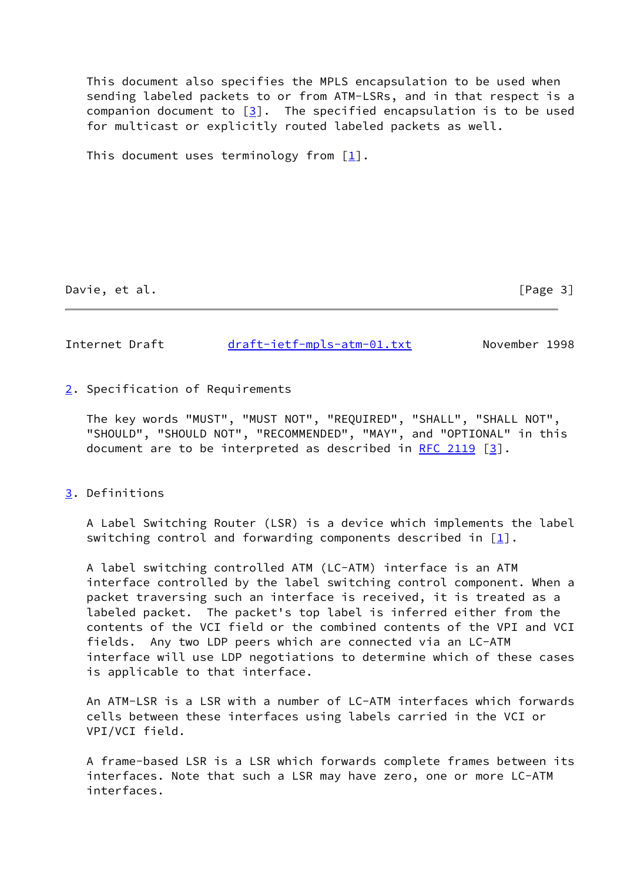This document also specifies the MPLS encapsulation to be used when sending labeled packets to or from ATM-LSRs, and in that respect is a companion document to [3]. The specified encapsulation is to be used for multicast or explicitly routed labeled packets as well.

This document uses terminology from [1].

## 2. Specification of Requirements

The key words "MUST", "MUST NOT", "REQUIRED", "SHALL", "SHALL NOT", "SHOULD", "SHOULD NOT", "RECOMMENDED", "MAY", and "OPTIONAL" in this document are to be interpreted as described in RFC 2119 [3].

## 3. Definitions

A Label Switching Router (LSR) is a device which implements the label switching control and forwarding components described in [1].

A label switching controlled ATM (LC-ATM) interface is an ATM interface controlled by the label switching control component. When a packet traversing such an interface is received, it is treated as a labeled packet. The packet's top label is inferred either from the contents of the VCI field or the combined contents of the VPI and VCI fields. Any two LDP peers which are connected via an LC-ATM interface will use LDP negotiations to determine which of these cases is applicable to that interface.

An ATM-LSR is a LSR with a number of LC-ATM interfaces which forwards cells between these interfaces using labels carried in the VCI or VPI/VCI field.

A frame-based LSR is a LSR which forwards complete frames between its interfaces. Note that such a LSR may have zero, one or more LC-ATM interfaces.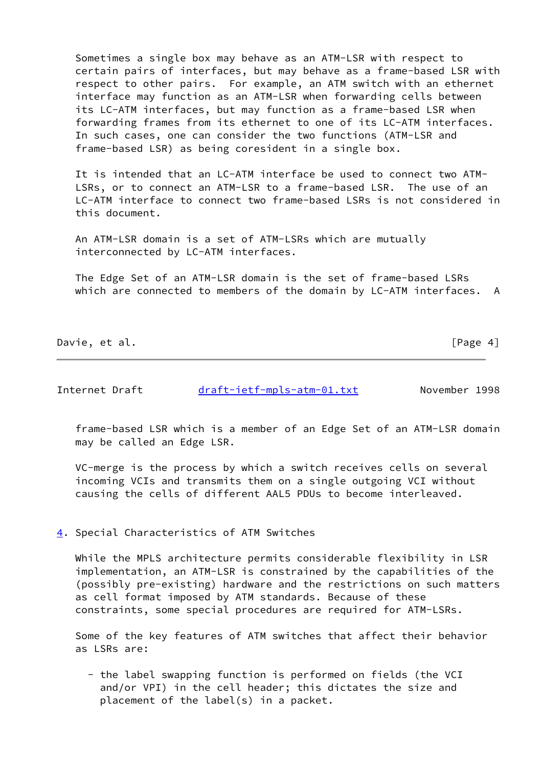Sometimes a single box may behave as an ATM-LSR with respect to certain pairs of interfaces, but may behave as a frame-based LSR with respect to other pairs. For example, an ATM switch with an ethernet interface may function as an ATM-LSR when forwarding cells between its LC-ATM interfaces, but may function as a frame-based LSR when forwarding frames from its ethernet to one of its LC-ATM interfaces. In such cases, one can consider the two functions (ATM-LSR and frame-based LSR) as being coresident in a single box.

It is intended that an LC-ATM interface be used to connect two ATM-LSRs, or to connect an ATM-LSR to a frame-based LSR. The use of an LC-ATM interface to connect two frame-based LSRs is not considered in this document.

An ATM-LSR domain is a set of ATM-LSRs which are mutually interconnected by LC-ATM interfaces.

The Edge Set of an ATM-LSR domain is the set of frame-based LSRs which are connected to members of the domain by LC-ATM interfaces. A frame-based LSR which is a member of an Edge Set of an ATM-LSR domain may be called an Edge LSR.

VC-merge is the process by which a switch receives cells on several incoming VCIs and transmits them on a single outgoing VCI without causing the cells of different AAL5 PDUs to become interleaved.

## 4. Special Characteristics of ATM Switches

While the MPLS architecture permits considerable flexibility in LSR implementation, an ATM-LSR is constrained by the capabilities of the (possibly pre-existing) hardware and the restrictions on such matters as cell format imposed by ATM standards. Because of these constraints, some special procedures are required for ATM-LSRs.

Some of the key features of ATM switches that affect their behavior as LSRs are:

- the label swapping function is performed on fields (the VCI and/or VPI) in the cell header; this dictates the size and placement of the label(s) in a packet.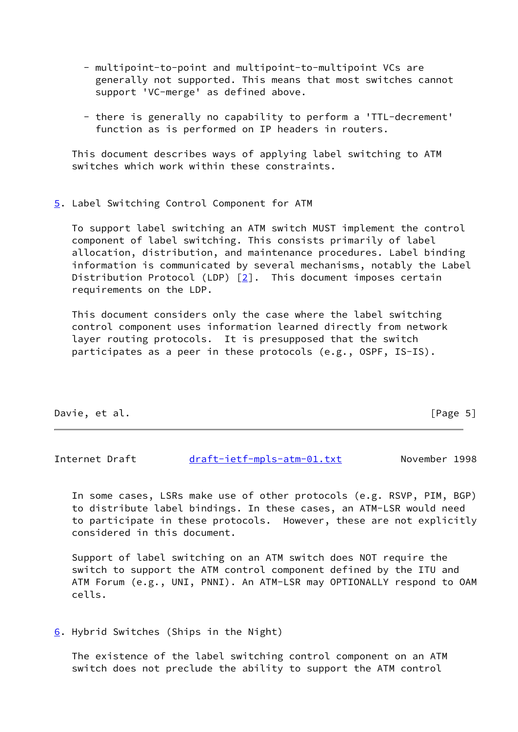- multipoint-to-point and multipoint-to-multipoint VCs are generally not supported. This means that most switches cannot support 'VC-merge' as defined above.

- there is generally no capability to perform a 'TTL-decrement' function as is performed on IP headers in routers.

This document describes ways of applying label switching to ATM switches which work within these constraints.

## 5. Label Switching Control Component for ATM

To support label switching an ATM switch MUST implement the control component of label switching. This consists primarily of label allocation, distribution, and maintenance procedures. Label binding information is communicated by several mechanisms, notably the Label Distribution Protocol (LDP) [2]. This document imposes certain requirements on the LDP.

This document considers only the case where the label switching control component uses information learned directly from network layer routing protocols. It is presupposed that the switch participates as a peer in these protocols (e.g., OSPF, IS-IS).

In some cases, LSRs make use of other protocols (e.g. RSVP, PIM, BGP) to distribute label bindings. In these cases, an ATM-LSR would need to participate in these protocols. However, these are not explicitly considered in this document.

Support of label switching on an ATM switch does NOT require the switch to support the ATM control component defined by the ITU and ATM Forum (e.g., UNI, PNNI). An ATM-LSR may OPTIONALLY respond to OAM cells.

## 6. Hybrid Switches (Ships in the Night)

The existence of the label switching control component on an ATM switch does not preclude the ability to support the ATM control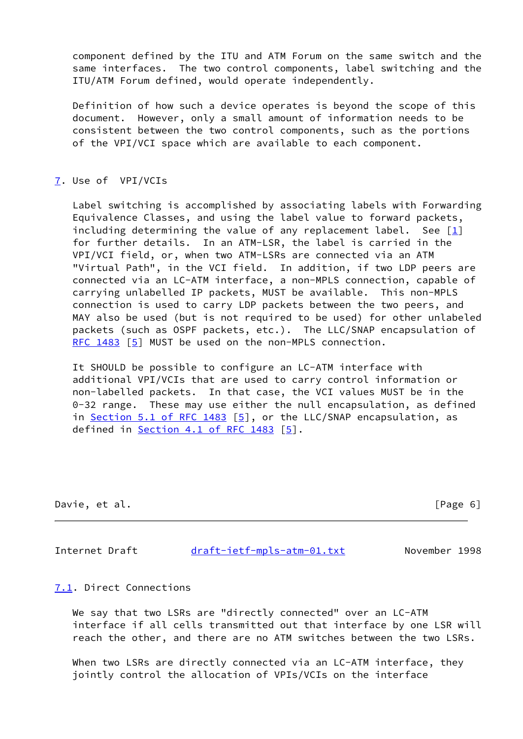component defined by the ITU and ATM Forum on the same switch and the same interfaces. The two control components, label switching and the ITU/ATM Forum defined, would operate independently.

Definition of how such a device operates is beyond the scope of this document. However, only a small amount of information needs to be consistent between the two control components, such as the portions of the VPI/VCI space which are available to each component.

## 7. Use of VPI/VCIs

Label switching is accomplished by associating labels with Forwarding Equivalence Classes, and using the label value to forward packets, including determining the value of any replacement label. See [1] for further details. In an ATM-LSR, the label is carried in the VPI/VCI field, or, when two ATM-LSRs are connected via an ATM "Virtual Path", in the VCI field. In addition, if two LDP peers are connected via an LC-ATM interface, a non-MPLS connection, capable of carrying unlabelled IP packets, MUST be available. This non-MPLS connection is used to carry LDP packets between the two peers, and MAY also be used (but is not required to be used) for other unlabeled packets (such as OSPF packets, etc.). The LLC/SNAP encapsulation of RFC 1483 [5] MUST be used on the non-MPLS connection.

It SHOULD be possible to configure an LC-ATM interface with additional VPI/VCIs that are used to carry control information or non-labelled packets. In that case, the VCI values MUST be in the 0-32 range. These may use either the null encapsulation, as defined in Section 5.1 of RFC 1483 [5], or the LLC/SNAP encapsulation, as defined in Section 4.1 of RFC 1483 [5].

### 7.1. Direct Connections

We say that two LSRs are "directly connected" over an LC-ATM interface if all cells transmitted out that interface by one LSR will reach the other, and there are no ATM switches between the two LSRs.

When two LSRs are directly connected via an LC-ATM interface, they jointly control the allocation of VPIs/VCIs on the interface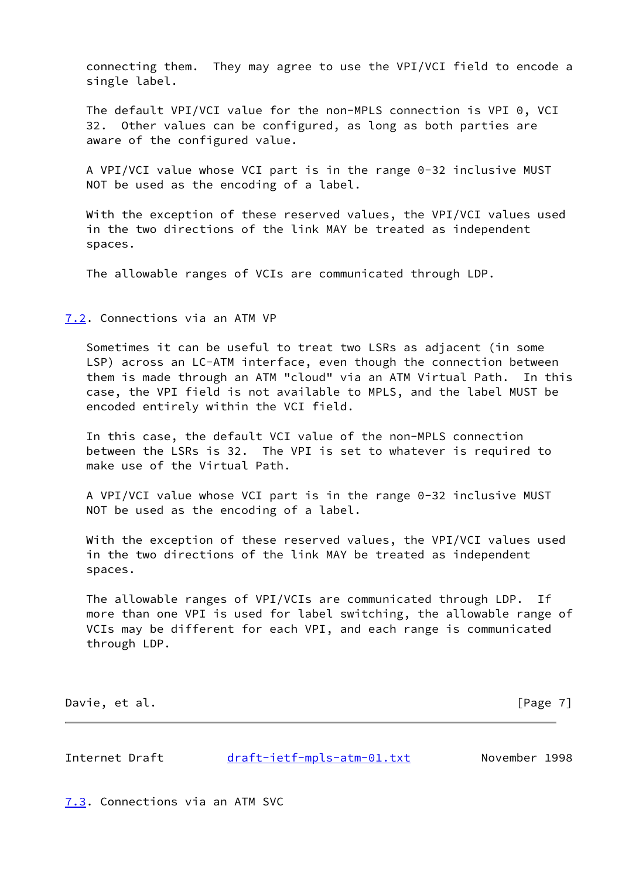connecting them. They may agree to use the VPI/VCI field to encode a single label.

The default VPI/VCI value for the non-MPLS connection is VPI 0, VCI 32. Other values can be configured, as long as both parties are aware of the configured value.

A VPI/VCI value whose VCI part is in the range 0-32 inclusive MUST NOT be used as the encoding of a label.

With the exception of these reserved values, the VPI/VCI values used in the two directions of the link MAY be treated as independent spaces.

The allowable ranges of VCIs are communicated through LDP.

### 7.2. Connections via an ATM VP

Sometimes it can be useful to treat two LSRs as adjacent (in some LSP) across an LC-ATM interface, even though the connection between them is made through an ATM "cloud" via an ATM Virtual Path. In this case, the VPI field is not available to MPLS, and the label MUST be encoded entirely within the VCI field.

In this case, the default VCI value of the non-MPLS connection between the LSRs is 32. The VPI is set to whatever is required to make use of the Virtual Path.

A VPI/VCI value whose VCI part is in the range 0-32 inclusive MUST NOT be used as the encoding of a label.

With the exception of these reserved values, the VPI/VCI values used in the two directions of the link MAY be treated as independent spaces.

The allowable ranges of VPI/VCIs are communicated through LDP. If more than one VPI is used for label switching, the allowable range of VCIs may be different for each VPI, and each range is communicated through LDP.

### 7.3. Connections via an ATM SVC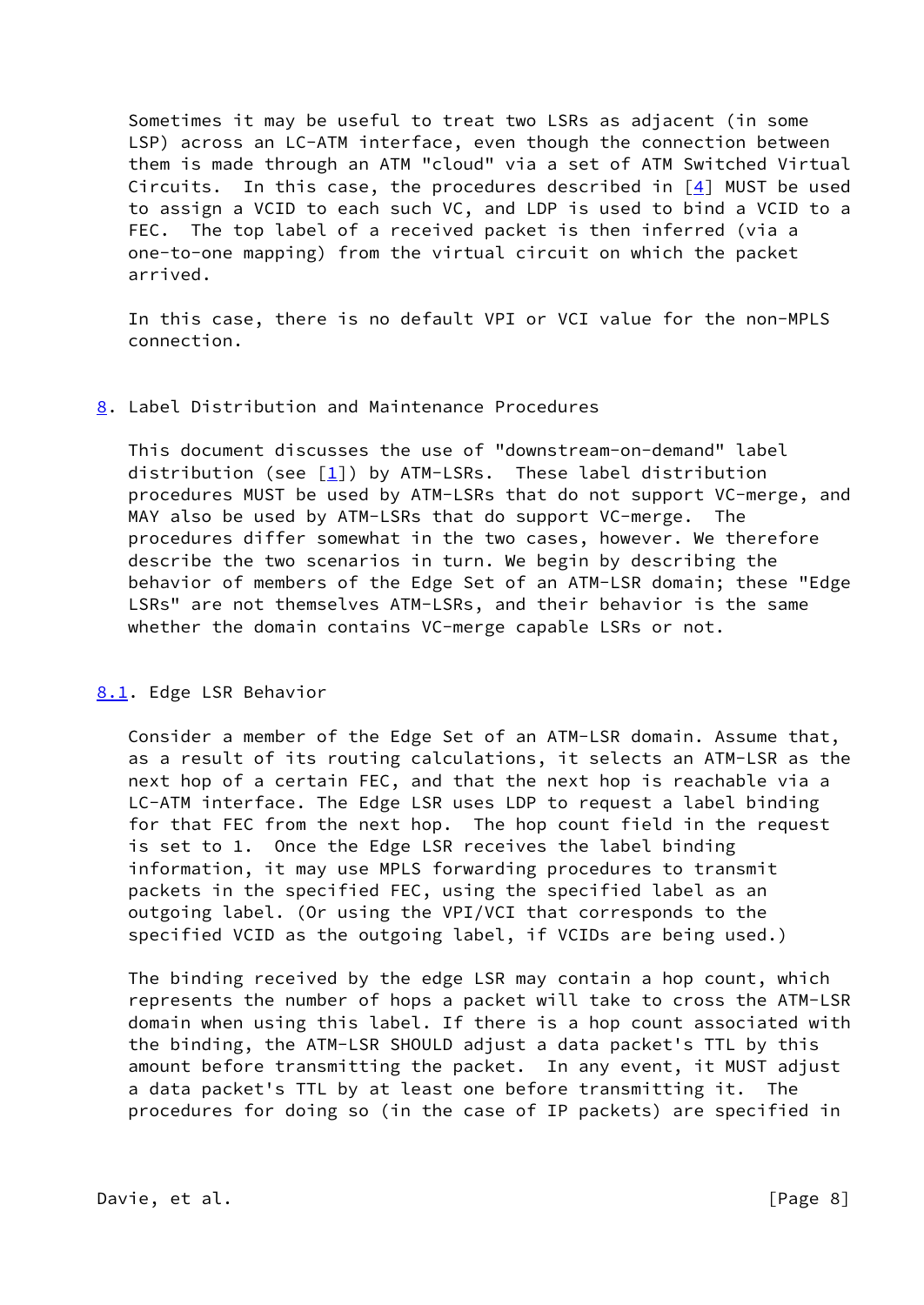Sometimes it may be useful to treat two LSRs as adjacent (in some LSP) across an LC-ATM interface, even though the connection between them is made through an ATM "cloud" via a set of ATM Switched Virtual Circuits. In this case, the procedures described in [4] MUST be used to assign a VCID to each such VC, and LDP is used to bind a VCID to a FEC. The top label of a received packet is then inferred (via a one-to-one mapping) from the virtual circuit on which the packet arrived.

In this case, there is no default VPI or VCI value for the non-MPLS connection.

## 8. Label Distribution and Maintenance Procedures

This document discusses the use of "downstream-on-demand" label distribution (see [1]) by ATM-LSRs. These label distribution procedures MUST be used by ATM-LSRs that do not support VC-merge, and MAY also be used by ATM-LSRs that do support VC-merge. The procedures differ somewhat in the two cases, however. We therefore describe the two scenarios in turn. We begin by describing the behavior of members of the Edge Set of an ATM-LSR domain; these "Edge LSRs" are not themselves ATM-LSRs, and their behavior is the same whether the domain contains VC-merge capable LSRs or not.

### 8.1. Edge LSR Behavior

Consider a member of the Edge Set of an ATM-LSR domain. Assume that, as a result of its routing calculations, it selects an ATM-LSR as the next hop of a certain FEC, and that the next hop is reachable via a LC-ATM interface. The Edge LSR uses LDP to request a label binding for that FEC from the next hop. The hop count field in the request is set to 1. Once the Edge LSR receives the label binding information, it may use MPLS forwarding procedures to transmit packets in the specified FEC, using the specified label as an outgoing label. (Or using the VPI/VCI that corresponds to the specified VCID as the outgoing label, if VCIDs are being used.)

The binding received by the edge LSR may contain a hop count, which represents the number of hops a packet will take to cross the ATM-LSR domain when using this label. If there is a hop count associated with the binding, the ATM-LSR SHOULD adjust a data packet's TTL by this amount before transmitting the packet. In any event, it MUST adjust a data packet's TTL by at least one before transmitting it. The procedures for doing so (in the case of IP packets) are specified in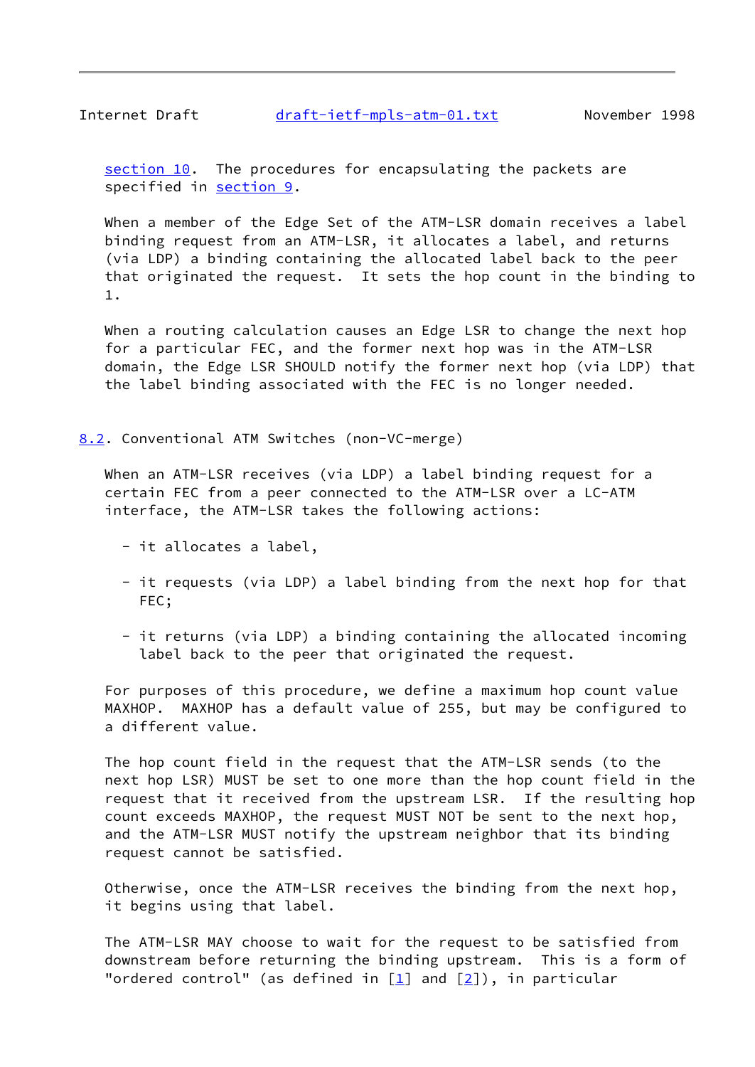section 10. The procedures for encapsulating the packets are specified in section 9.

When a member of the Edge Set of the ATM-LSR domain receives a label binding request from an ATM-LSR, it allocates a label, and returns (via LDP) a binding containing the allocated label back to the peer that originated the request. It sets the hop count in the binding to 1.

When a routing calculation causes an Edge LSR to change the next hop for a particular FEC, and the former next hop was in the ATM-LSR domain, the Edge LSR SHOULD notify the former next hop (via LDP) that the label binding associated with the FEC is no longer needed.

## 8.2. Conventional ATM Switches (non-VC-merge)

When an ATM-LSR receives (via LDP) a label binding request for a certain FEC from a peer connected to the ATM-LSR over a LC-ATM interface, the ATM-LSR takes the following actions:

- it allocates a label,

- it requests (via LDP) a label binding from the next hop for that FEC;

- it returns (via LDP) a binding containing the allocated incoming label back to the peer that originated the request.

For purposes of this procedure, we define a maximum hop count value MAXHOP. MAXHOP has a default value of 255, but may be configured to a different value.

The hop count field in the request that the ATM-LSR sends (to the next hop LSR) MUST be set to one more than the hop count field in the request that it received from the upstream LSR. If the resulting hop count exceeds MAXHOP, the request MUST NOT be sent to the next hop, and the ATM-LSR MUST notify the upstream neighbor that its binding request cannot be satisfied.

Otherwise, once the ATM-LSR receives the binding from the next hop, it begins using that label.

The ATM-LSR MAY choose to wait for the request to be satisfied from downstream before returning the binding upstream. This is a form of "ordered control" (as defined in [1] and [2]), in particular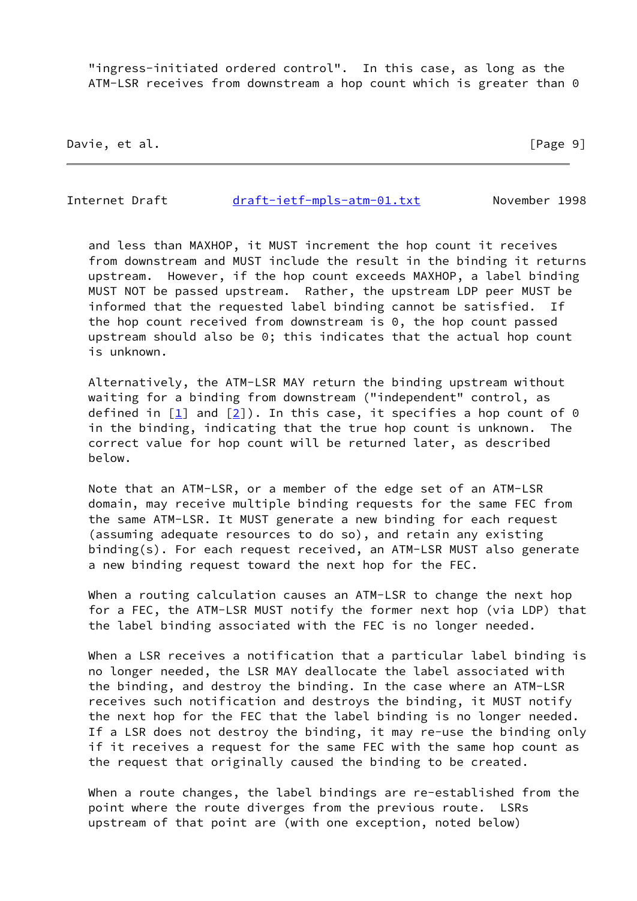"ingress-initiated ordered control". In this case, as long as the ATM-LSR receives from downstream a hop count which is greater than 0 and less than MAXHOP, it MUST increment the hop count it receives from downstream and MUST include the result in the binding it returns upstream. However, if the hop count exceeds MAXHOP, a label binding MUST NOT be passed upstream. Rather, the upstream LDP peer MUST be informed that the requested label binding cannot be satisfied. If the hop count received from downstream is 0, the hop count passed upstream should also be 0; this indicates that the actual hop count is unknown.

Alternatively, the ATM-LSR MAY return the binding upstream without waiting for a binding from downstream ("independent" control, as defined in [1] and [2]). In this case, it specifies a hop count of 0 in the binding, indicating that the true hop count is unknown. The correct value for hop count will be returned later, as described below.

Note that an ATM-LSR, or a member of the edge set of an ATM-LSR domain, may receive multiple binding requests for the same FEC from the same ATM-LSR. It MUST generate a new binding for each request (assuming adequate resources to do so), and retain any existing binding(s). For each request received, an ATM-LSR MUST also generate a new binding request toward the next hop for the FEC.

When a routing calculation causes an ATM-LSR to change the next hop for a FEC, the ATM-LSR MUST notify the former next hop (via LDP) that the label binding associated with the FEC is no longer needed.

When a LSR receives a notification that a particular label binding is no longer needed, the LSR MAY deallocate the label associated with the binding, and destroy the binding. In the case where an ATM-LSR receives such notification and destroys the binding, it MUST notify the next hop for the FEC that the label binding is no longer needed. If a LSR does not destroy the binding, it may re-use the binding only if it receives a request for the same FEC with the same hop count as the request that originally caused the binding to be created.

When a route changes, the label bindings are re-established from the point where the route diverges from the previous route. LSRs upstream of that point are (with one exception, noted below)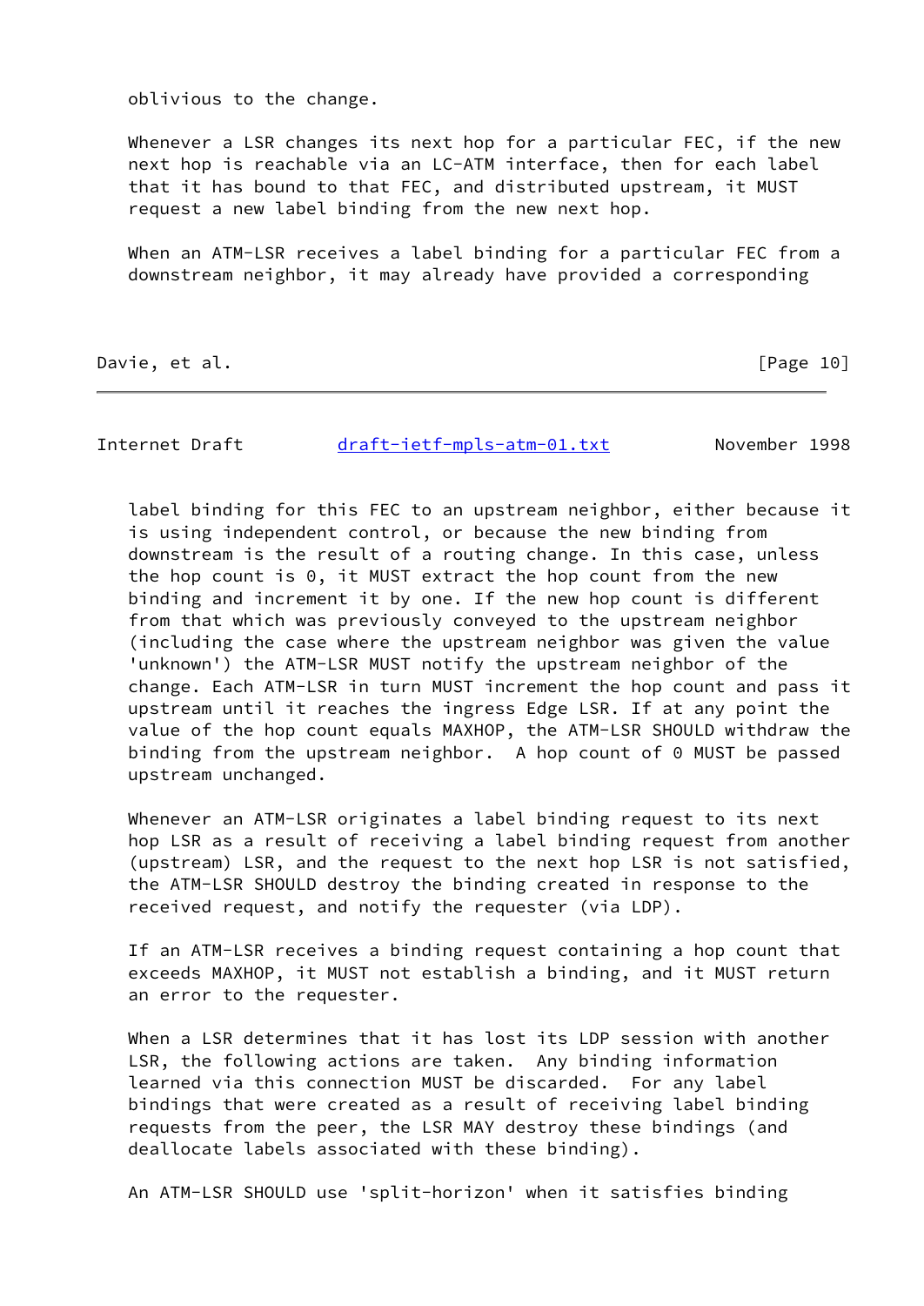oblivious to the change.

Whenever a LSR changes its next hop for a particular FEC, if the new next hop is reachable via an LC-ATM interface, then for each label that it has bound to that FEC, and distributed upstream, it MUST request a new label binding from the new next hop.

When an ATM-LSR receives a label binding for a particular FEC from a downstream neighbor, it may already have provided a corresponding label binding for this FEC to an upstream neighbor, either because it is using independent control, or because the new binding from downstream is the result of a routing change. In this case, unless the hop count is 0, it MUST extract the hop count from the new binding and increment it by one. If the new hop count is different from that which was previously conveyed to the upstream neighbor (including the case where the upstream neighbor was given the value 'unknown') the ATM-LSR MUST notify the upstream neighbor of the change. Each ATM-LSR in turn MUST increment the hop count and pass it upstream until it reaches the ingress Edge LSR. If at any point the value of the hop count equals MAXHOP, the ATM-LSR SHOULD withdraw the binding from the upstream neighbor. A hop count of 0 MUST be passed upstream unchanged.

Whenever an ATM-LSR originates a label binding request to its next hop LSR as a result of receiving a label binding request from another (upstream) LSR, and the request to the next hop LSR is not satisfied, the ATM-LSR SHOULD destroy the binding created in response to the received request, and notify the requester (via LDP).

If an ATM-LSR receives a binding request containing a hop count that exceeds MAXHOP, it MUST not establish a binding, and it MUST return an error to the requester.

When a LSR determines that it has lost its LDP session with another LSR, the following actions are taken. Any binding information learned via this connection MUST be discarded. For any label bindings that were created as a result of receiving label binding requests from the peer, the LSR MAY destroy these bindings (and deallocate labels associated with these binding).

An ATM-LSR SHOULD use 'split-horizon' when it satisfies binding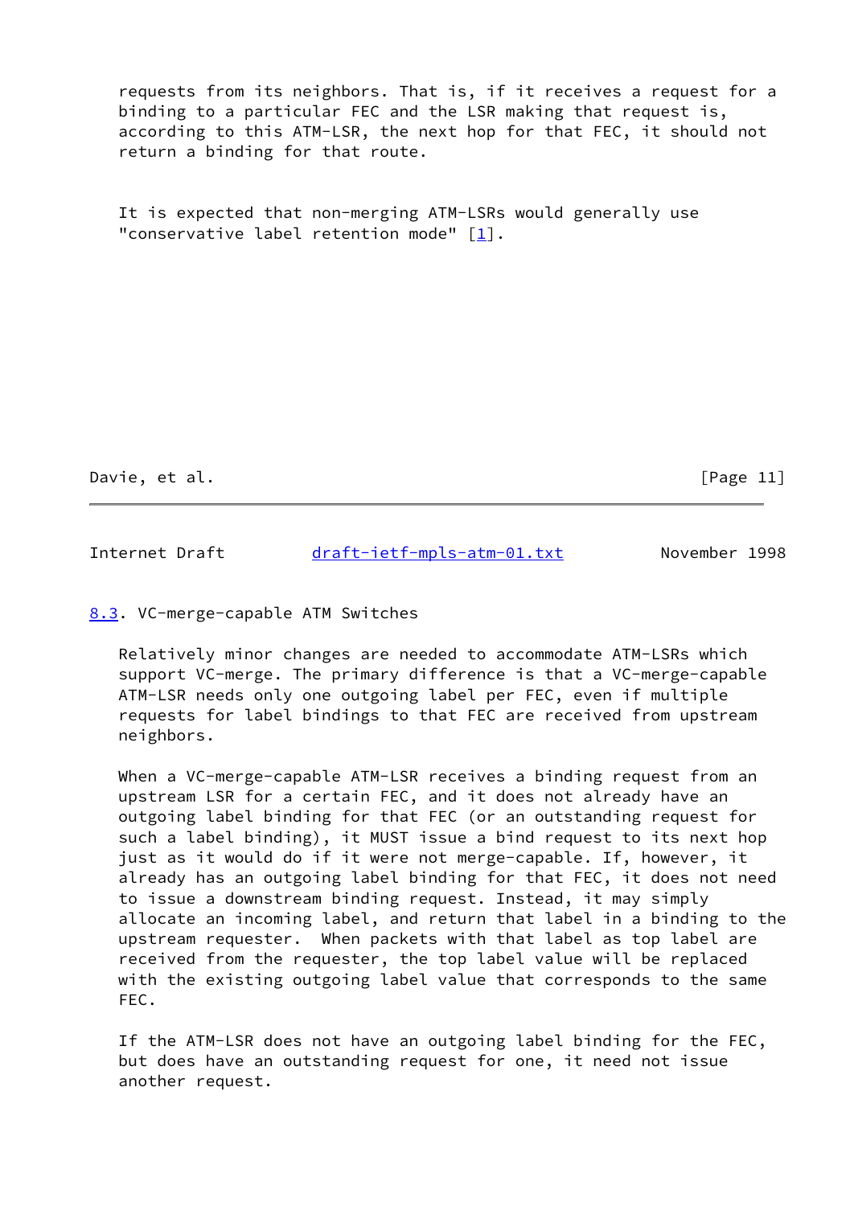requests from its neighbors. That is, if it receives a request for a binding to a particular FEC and the LSR making that request is, according to this ATM-LSR, the next hop for that FEC, it should not return a binding for that route.

It is expected that non-merging ATM-LSRs would generally use "conservative label retention mode" [1].

### 8.3. VC-merge-capable ATM Switches

Relatively minor changes are needed to accommodate ATM-LSRs which support VC-merge. The primary difference is that a VC-merge-capable ATM-LSR needs only one outgoing label per FEC, even if multiple requests for label bindings to that FEC are received from upstream neighbors.

When a VC-merge-capable ATM-LSR receives a binding request from an upstream LSR for a certain FEC, and it does not already have an outgoing label binding for that FEC (or an outstanding request for such a label binding), it MUST issue a bind request to its next hop just as it would do if it were not merge-capable. If, however, it already has an outgoing label binding for that FEC, it does not need to issue a downstream binding request. Instead, it may simply allocate an incoming label, and return that label in a binding to the upstream requester. When packets with that label as top label are received from the requester, the top label value will be replaced with the existing outgoing label value that corresponds to the same FEC.

If the ATM-LSR does not have an outgoing label binding for the FEC, but does have an outstanding request for one, it need not issue another request.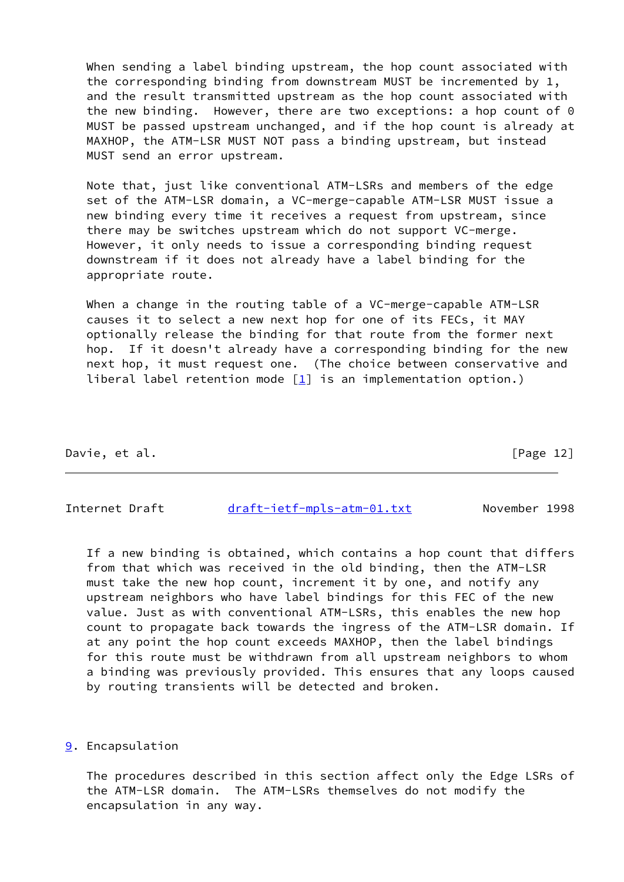When sending a label binding upstream, the hop count associated with the corresponding binding from downstream MUST be incremented by 1, and the result transmitted upstream as the hop count associated with the new binding. However, there are two exceptions: a hop count of 0 MUST be passed upstream unchanged, and if the hop count is already at MAXHOP, the ATM-LSR MUST NOT pass a binding upstream, but instead MUST send an error upstream.

Note that, just like conventional ATM-LSRs and members of the edge set of the ATM-LSR domain, a VC-merge-capable ATM-LSR MUST issue a new binding every time it receives a request from upstream, since there may be switches upstream which do not support VC-merge. However, it only needs to issue a corresponding binding request downstream if it does not already have a label binding for the appropriate route.

When a change in the routing table of a VC-merge-capable ATM-LSR causes it to select a new next hop for one of its FECs, it MAY optionally release the binding for that route from the former next hop. If it doesn't already have a corresponding binding for the new next hop, it must request one. (The choice between conservative and liberal label retention mode [1] is an implementation option.)

If a new binding is obtained, which contains a hop count that differs from that which was received in the old binding, then the ATM-LSR must take the new hop count, increment it by one, and notify any upstream neighbors who have label bindings for this FEC of the new value. Just as with conventional ATM-LSRs, this enables the new hop count to propagate back towards the ingress of the ATM-LSR domain. If at any point the hop count exceeds MAXHOP, then the label bindings for this route must be withdrawn from all upstream neighbors to whom a binding was previously provided. This ensures that any loops caused by routing transients will be detected and broken.

## 9. Encapsulation

The procedures described in this section affect only the Edge LSRs of the ATM-LSR domain. The ATM-LSRs themselves do not modify the encapsulation in any way.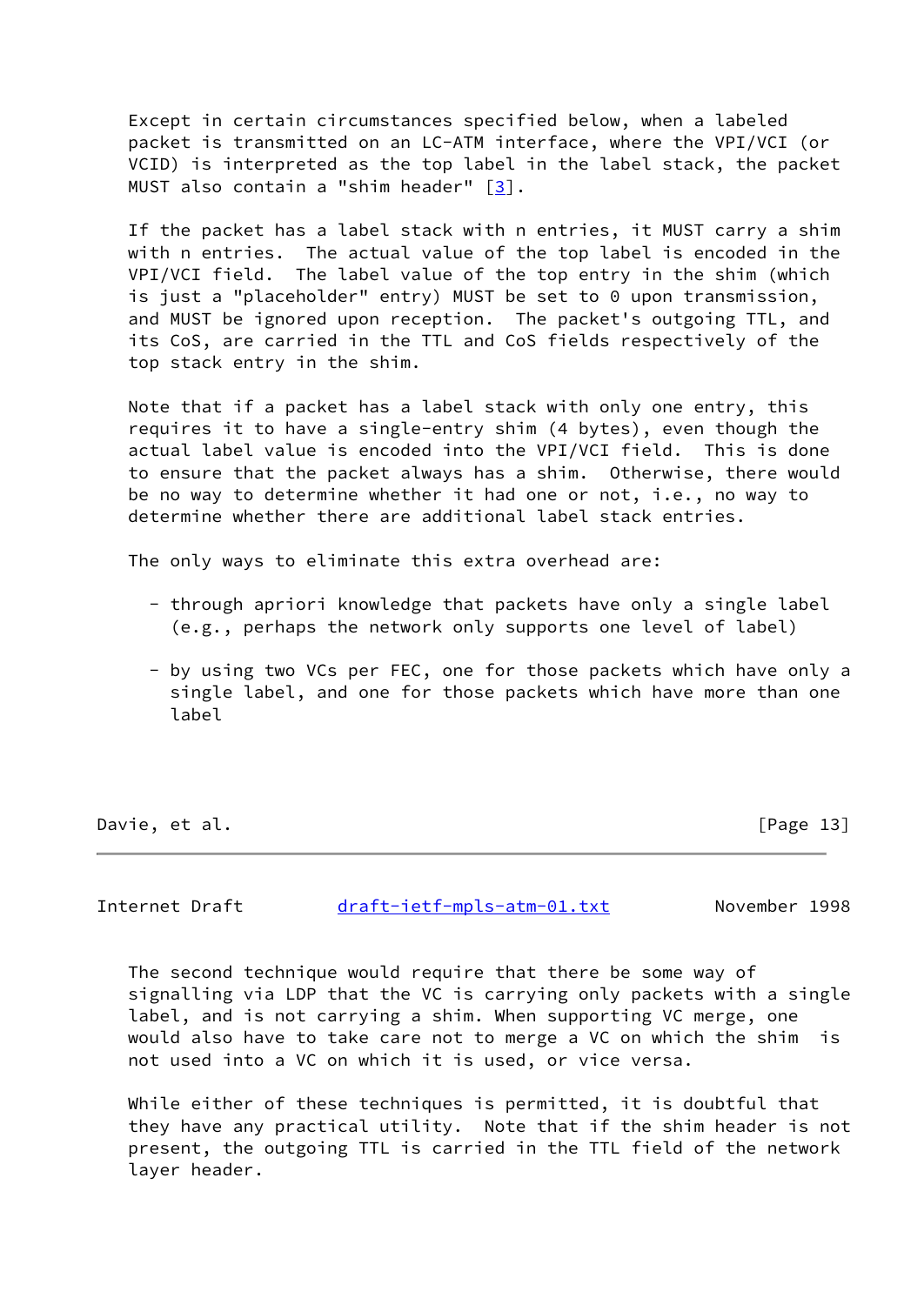Except in certain circumstances specified below, when a labeled packet is transmitted on an LC-ATM interface, where the VPI/VCI (or VCID) is interpreted as the top label in the label stack, the packet MUST also contain a "shim header" [3].

If the packet has a label stack with n entries, it MUST carry a shim with n entries. The actual value of the top label is encoded in the VPI/VCI field. The label value of the top entry in the shim (which is just a "placeholder" entry) MUST be set to 0 upon transmission, and MUST be ignored upon reception. The packet's outgoing TTL, and its CoS, are carried in the TTL and CoS fields respectively of the top stack entry in the shim.

Note that if a packet has a label stack with only one entry, this requires it to have a single-entry shim (4 bytes), even though the actual label value is encoded into the VPI/VCI field. This is done to ensure that the packet always has a shim. Otherwise, there would be no way to determine whether it had one or not, i.e., no way to determine whether there are additional label stack entries.

The only ways to eliminate this extra overhead are:

- through apriori knowledge that packets have only a single label (e.g., perhaps the network only supports one level of label)

- by using two VCs per FEC, one for those packets which have only a single label, and one for those packets which have more than one label

The second technique would require that there be some way of signalling via LDP that the VC is carrying only packets with a single label, and is not carrying a shim. When supporting VC merge, one would also have to take care not to merge a VC on which the shim is not used into a VC on which it is used, or vice versa.

While either of these techniques is permitted, it is doubtful that they have any practical utility. Note that if the shim header is not present, the outgoing TTL is carried in the TTL field of the network layer header.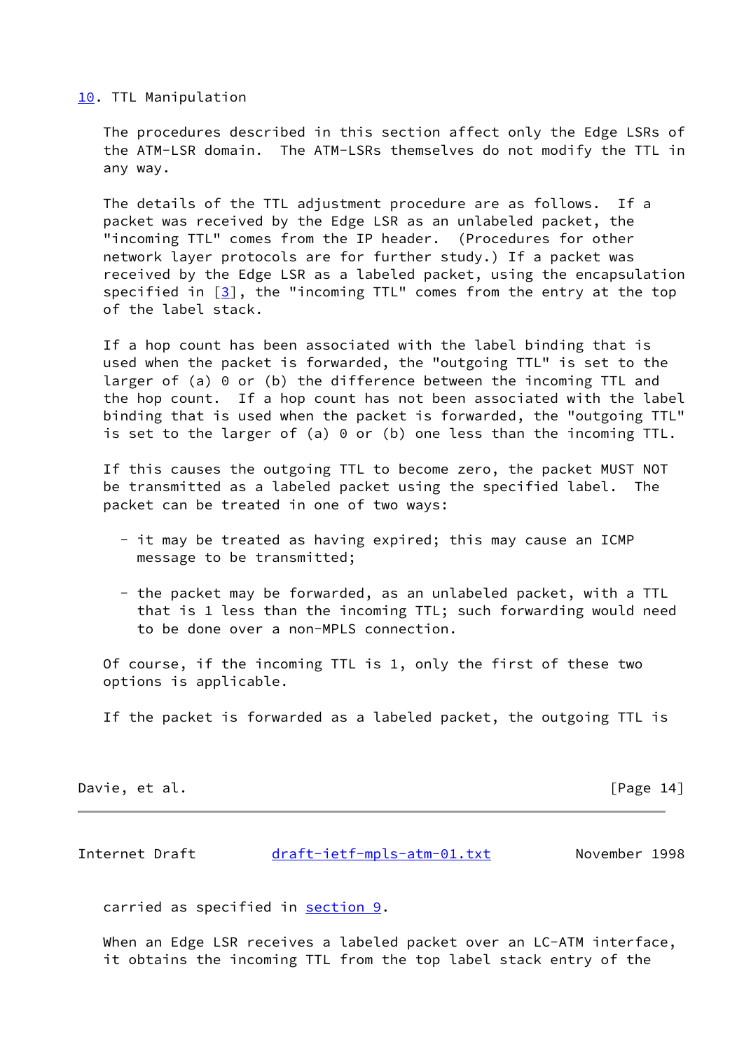## 10. TTL Manipulation

The procedures described in this section affect only the Edge LSRs of the ATM-LSR domain. The ATM-LSRs themselves do not modify the TTL in any way.

The details of the TTL adjustment procedure are as follows. If a packet was received by the Edge LSR as an unlabeled packet, the "incoming TTL" comes from the IP header. (Procedures for other network layer protocols are for further study.) If a packet was received by the Edge LSR as a labeled packet, using the encapsulation specified in [3], the "incoming TTL" comes from the entry at the top of the label stack.

If a hop count has been associated with the label binding that is used when the packet is forwarded, the "outgoing TTL" is set to the larger of (a) 0 or (b) the difference between the incoming TTL and the hop count. If a hop count has not been associated with the label binding that is used when the packet is forwarded, the "outgoing TTL" is set to the larger of (a) 0 or (b) one less than the incoming TTL.

If this causes the outgoing TTL to become zero, the packet MUST NOT be transmitted as a labeled packet using the specified label. The packet can be treated in one of two ways:

- it may be treated as having expired; this may cause an ICMP message to be transmitted;
- the packet may be forwarded, as an unlabeled packet, with a TTL that is 1 less than the incoming TTL; such forwarding would need to be done over a non-MPLS connection.

Of course, if the incoming TTL is 1, only the first of these two options is applicable.

If the packet is forwarded as a labeled packet, the outgoing TTL is carried as specified in section 9.

When an Edge LSR receives a labeled packet over an LC-ATM interface, it obtains the incoming TTL from the top label stack entry of the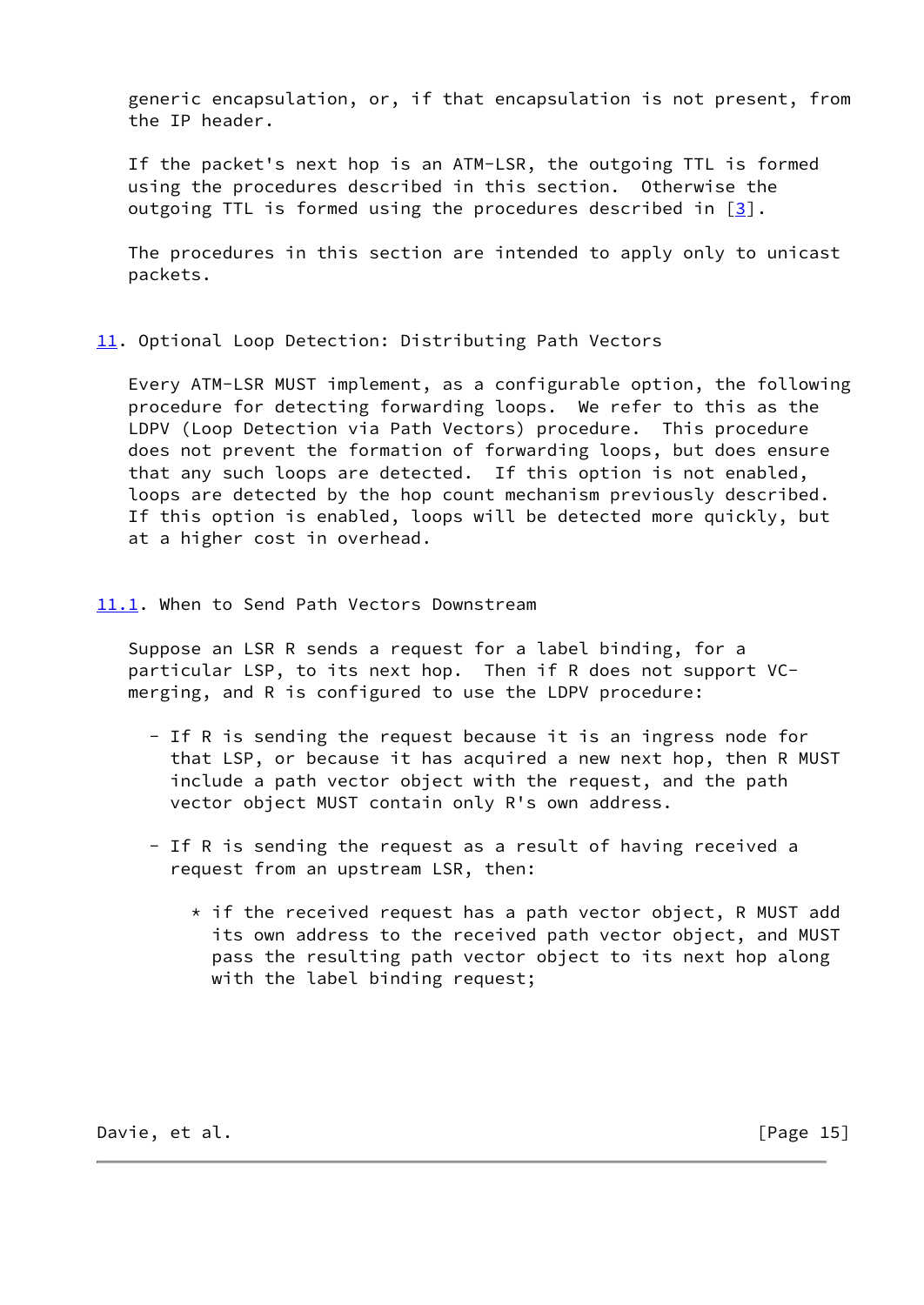generic encapsulation, or, if that encapsulation is not present, from the IP header.

If the packet's next hop is an ATM-LSR, the outgoing TTL is formed using the procedures described in this section. Otherwise the outgoing TTL is formed using the procedures described in [3].

The procedures in this section are intended to apply only to unicast packets.

## 11. Optional Loop Detection: Distributing Path Vectors

Every ATM-LSR MUST implement, as a configurable option, the following procedure for detecting forwarding loops. We refer to this as the LDPV (Loop Detection via Path Vectors) procedure. This procedure does not prevent the formation of forwarding loops, but does ensure that any such loops are detected. If this option is not enabled, loops are detected by the hop count mechanism previously described. If this option is enabled, loops will be detected more quickly, but at a higher cost in overhead.

### 11.1. When to Send Path Vectors Downstream

Suppose an LSR R sends a request for a label binding, for a particular LSP, to its next hop. Then if R does not support VC-merging, and R is configured to use the LDPV procedure:

- If R is sending the request because it is an ingress node for that LSP, or because it has acquired a new next hop, then R MUST include a path vector object with the request, and the path vector object MUST contain only R's own address.

- If R is sending the request as a result of having received a request from an upstream LSR, then:

  * if the received request has a path vector object, R MUST add its own address to the received path vector object, and MUST pass the resulting path vector object to its next hop along with the label binding request;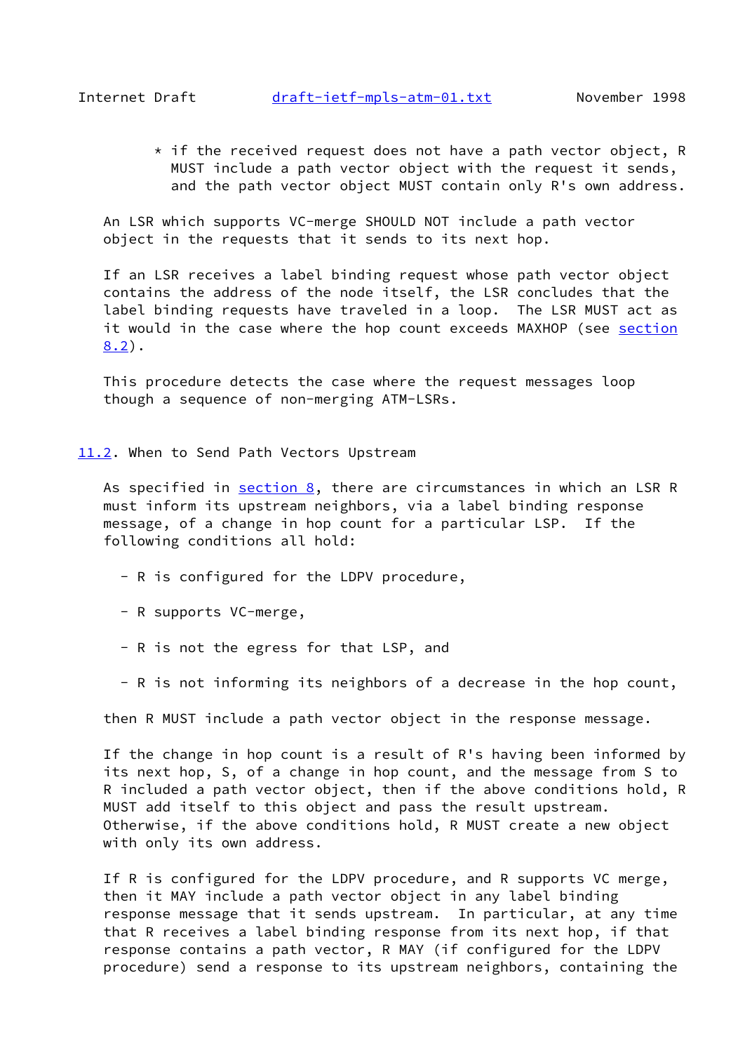* if the received request does not have a path vector object, R MUST include a path vector object with the request it sends, and the path vector object MUST contain only R's own address.

An LSR which supports VC-merge SHOULD NOT include a path vector object in the requests that it sends to its next hop.

If an LSR receives a label binding request whose path vector object contains the address of the node itself, the LSR concludes that the label binding requests have traveled in a loop. The LSR MUST act as it would in the case where the hop count exceeds MAXHOP (see section 8.2).

This procedure detects the case where the request messages loop though a sequence of non-merging ATM-LSRs.

### 11.2. When to Send Path Vectors Upstream

As specified in section 8, there are circumstances in which an LSR R must inform its upstream neighbors, via a label binding response message, of a change in hop count for a particular LSP. If the following conditions all hold:

- R is configured for the LDPV procedure,
- R supports VC-merge,
- R is not the egress for that LSP, and
- R is not informing its neighbors of a decrease in the hop count,

then R MUST include a path vector object in the response message.

If the change in hop count is a result of R's having been informed by its next hop, S, of a change in hop count, and the message from S to R included a path vector object, then if the above conditions hold, R MUST add itself to this object and pass the result upstream. Otherwise, if the above conditions hold, R MUST create a new object with only its own address.

If R is configured for the LDPV procedure, and R supports VC merge, then it MAY include a path vector object in any label binding response message that it sends upstream. In particular, at any time that R receives a label binding response from its next hop, if that response contains a path vector, R MAY (if configured for the LDPV procedure) send a response to its upstream neighbors, containing the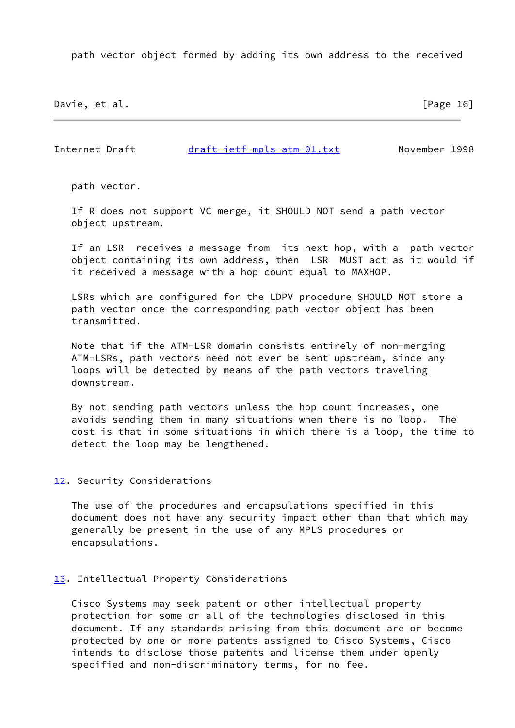path vector object formed by adding its own address to the received path vector.

If R does not support VC merge, it SHOULD NOT send a path vector object upstream.

If an LSR receives a message from its next hop, with a path vector object containing its own address, then LSR MUST act as it would if it received a message with a hop count equal to MAXHOP.

LSRs which are configured for the LDPV procedure SHOULD NOT store a path vector once the corresponding path vector object has been transmitted.

Note that if the ATM-LSR domain consists entirely of non-merging ATM-LSRs, path vectors need not ever be sent upstream, since any loops will be detected by means of the path vectors traveling downstream.

By not sending path vectors unless the hop count increases, one avoids sending them in many situations when there is no loop. The cost is that in some situations in which there is a loop, the time to detect the loop may be lengthened.

## 12. Security Considerations

The use of the procedures and encapsulations specified in this document does not have any security impact other than that which may generally be present in the use of any MPLS procedures or encapsulations.

## 13. Intellectual Property Considerations

Cisco Systems may seek patent or other intellectual property protection for some or all of the technologies disclosed in this document. If any standards arising from this document are or become protected by one or more patents assigned to Cisco Systems, Cisco intends to disclose those patents and license them under openly specified and non-discriminatory terms, for no fee.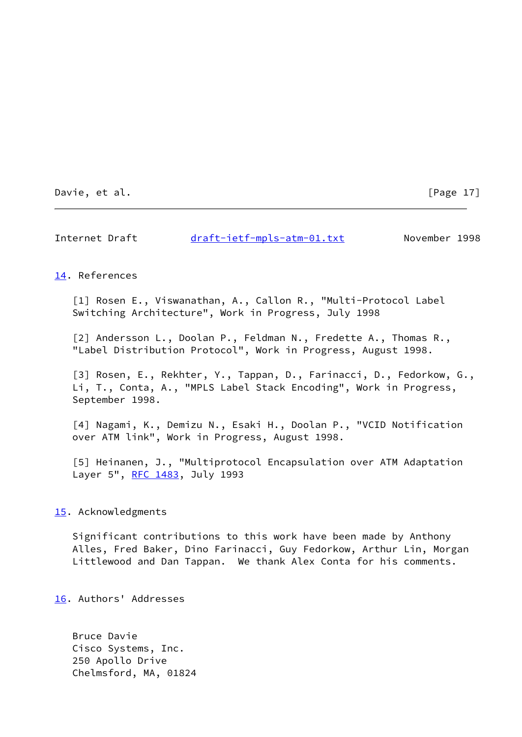## 14. References

[1] Rosen E., Viswanathan, A., Callon R., "Multi-Protocol Label Switching Architecture", Work in Progress, July 1998

[2] Andersson L., Doolan P., Feldman N., Fredette A., Thomas R., "Label Distribution Protocol", Work in Progress, August 1998.

[3] Rosen, E., Rekhter, Y., Tappan, D., Farinacci, D., Fedorkow, G., Li, T., Conta, A., "MPLS Label Stack Encoding", Work in Progress, September 1998.

[4] Nagami, K., Demizu N., Esaki H., Doolan P., "VCID Notification over ATM link", Work in Progress, August 1998.

[5] Heinanen, J., "Multiprotocol Encapsulation over ATM Adaptation Layer 5", RFC 1483, July 1993

## 15. Acknowledgments

Significant contributions to this work have been made by Anthony Alles, Fred Baker, Dino Farinacci, Guy Fedorkow, Arthur Lin, Morgan Littlewood and Dan Tappan. We thank Alex Conta for his comments.

## 16. Authors' Addresses

Bruce Davie
Cisco Systems, Inc.
250 Apollo Drive
Chelmsford, MA, 01824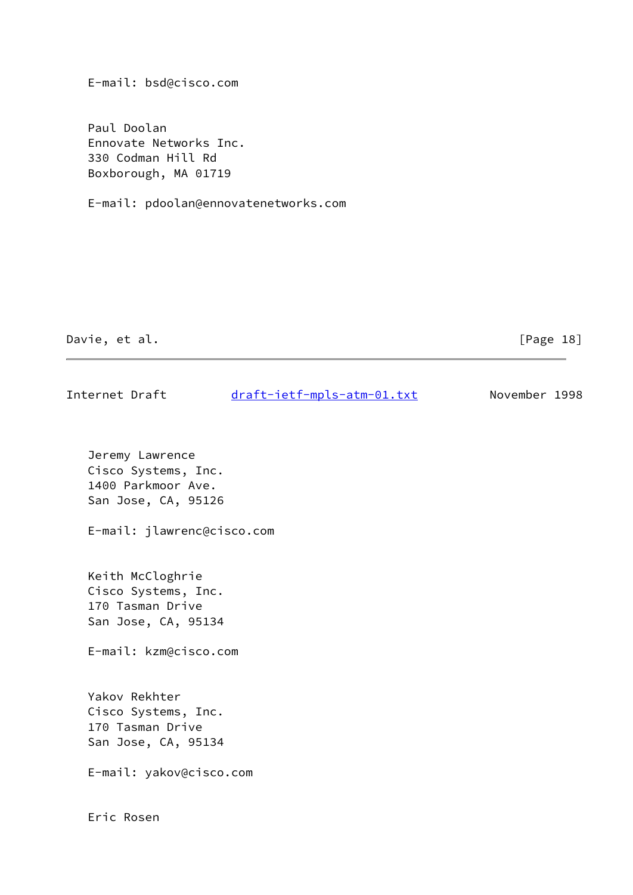E-mail: bsd@cisco.com

Paul Doolan
Ennovate Networks Inc.
330 Codman Hill Rd
Boxborough, MA 01719

E-mail: pdoolan@ennovatenetworks.com

Jeremy Lawrence
Cisco Systems, Inc.
1400 Parkmoor Ave.
San Jose, CA, 95126

E-mail: jlawrenc@cisco.com

Keith McCloghrie
Cisco Systems, Inc.
170 Tasman Drive
San Jose, CA, 95134

E-mail: kzm@cisco.com

Yakov Rekhter
Cisco Systems, Inc.
170 Tasman Drive
San Jose, CA, 95134

E-mail: yakov@cisco.com

Eric Rosen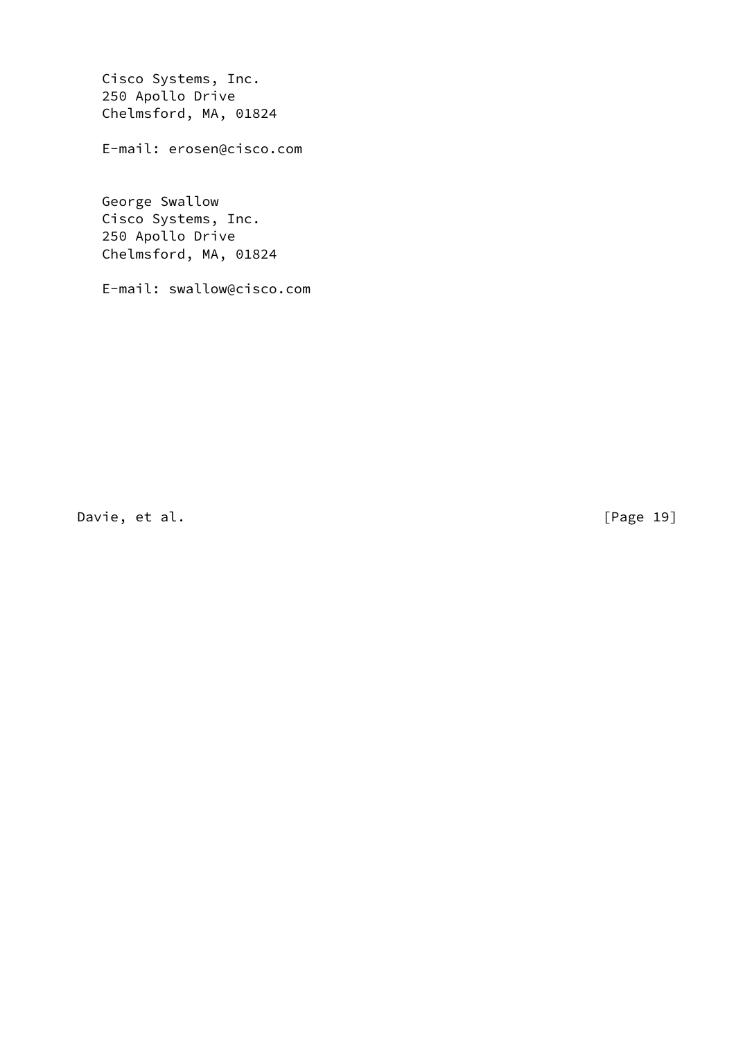Cisco Systems, Inc.
250 Apollo Drive
Chelmsford, MA, 01824

E-mail: erosen@cisco.com

George Swallow
Cisco Systems, Inc.
250 Apollo Drive
Chelmsford, MA, 01824

E-mail: swallow@cisco.com